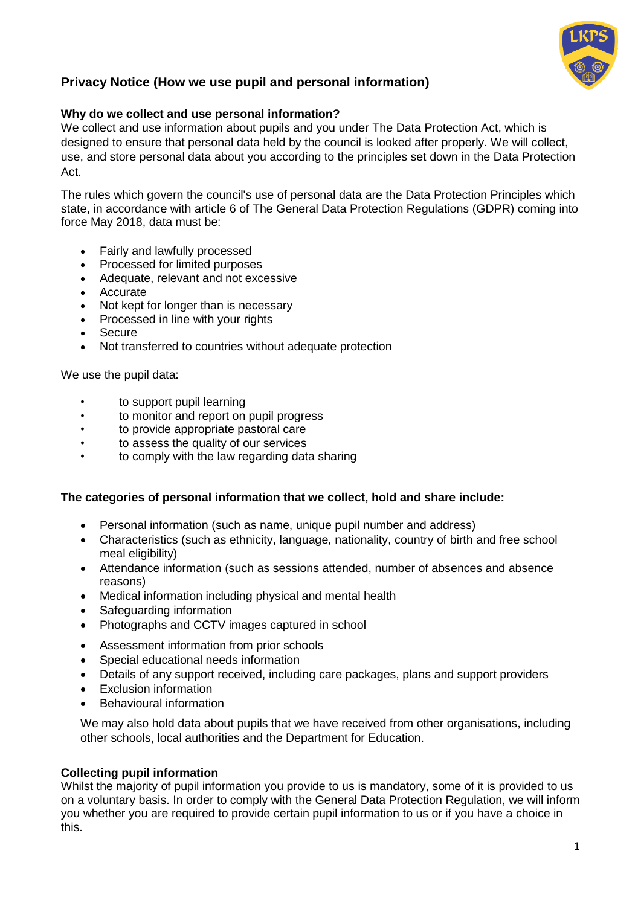## Privacy Notice (How we use pupil and personal information)

**Why do we collect and use personal information?**

We collect and use information about pupils and you under The Data Protection Act, which is designed to ensure that personal data held by the council is looked after properly. We will collect, use, and store personal data about you according to the principles set down in the Data Protection Act.

The rules which govern the council's use of personal data are the Data Protection Principles which state, in accordance with article 6 of The General Data Protection Regulations (GDPR) coming into force May 2018, data must be:

- Fairly and lawfully processed
- Processed for limited purposes
- Adequate, relevant and not excessive
- Accurate
- Not kept for longer than is necessary
- Processed in line with your rights
- Secure
- Not transferred to countries without adequate protection

We use the pupil data:

- to support pupil learning
- to monitor and report on pupil progress
- to provide appropriate pastoral care
- to assess the quality of our services
- to comply with the law regarding data sharing

**The categories of personal information that we collect, hold and share include:**

- Personal information (such as name, unique pupil number and address)
- Characteristics (such as ethnicity, language, nationality, country of birth and free school meal eligibility)
- Attendance information (such as sessions attended, number of absences and absence reasons)
- Medical information including physical and mental health
- Safeguarding information
- Photographs and CCTV images captured in school
- Assessment information from prior schools
- Special educational needs information
- Details of any support received, including care packages, plans and support providers
- Exclusion information
- Behavioural information

We may also hold data about pupils that we have received from other organisations, including other schools, local authorities and the Department for Education.

**Collecting pupil information**

Whilst the majority of pupil information you provide to us is mandatory, some of it is provided to us on a voluntary basis. In order to comply with the General Data Protection Regulation, we will inform you whether you are required to provide certain pupil information to us or if you have a choice in this.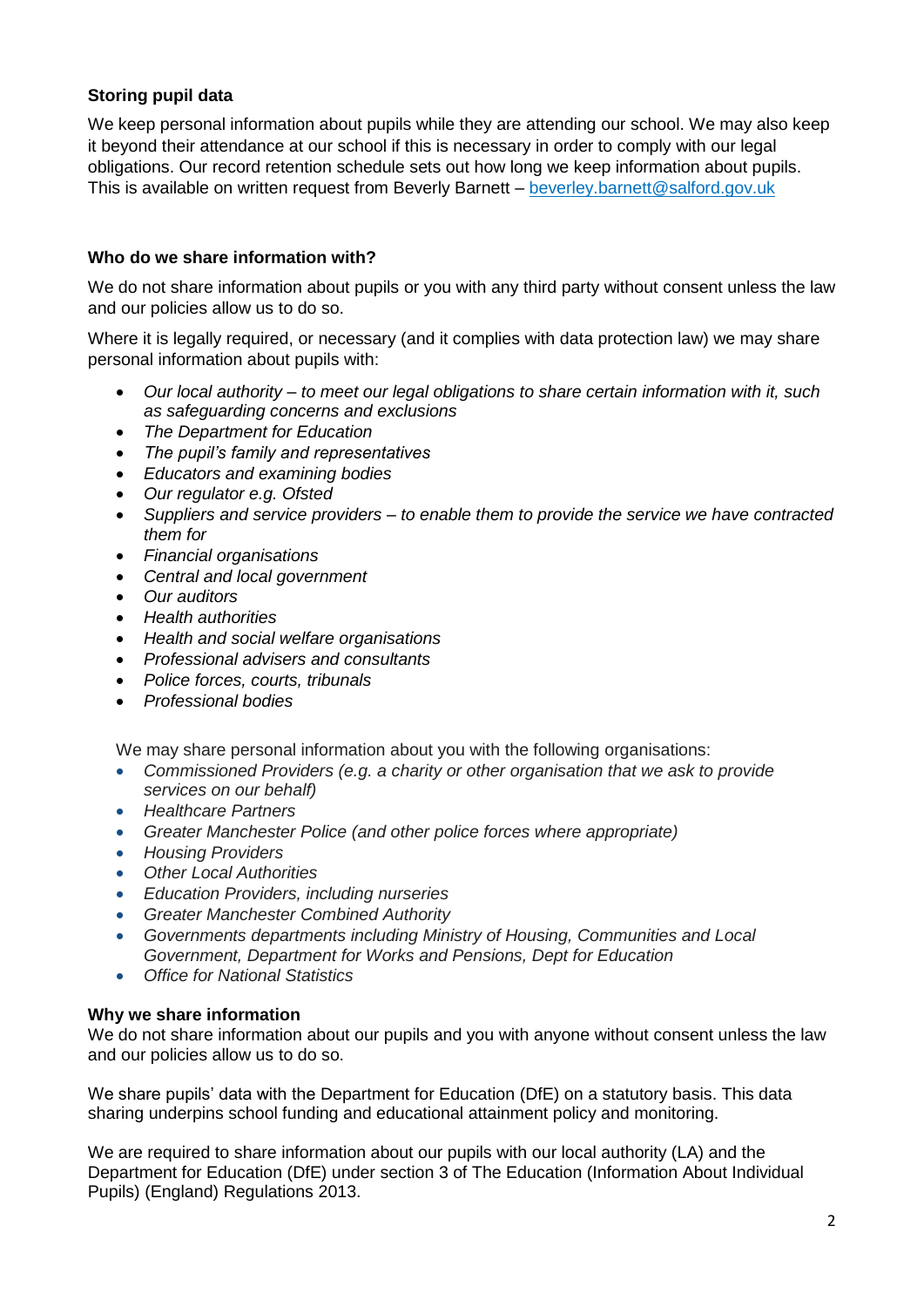**Storing pupil data**

We keep personal information about pupils while they are attending our school. We may also keep it beyond their attendance at our school if this is necessary in order to comply with our legal obligations. Our record retention schedule sets out how long we keep information about pupils. This is available on written request from Beverly Barnett – [beverley.barnett@salford.gov.uk](mailto:beverley.barnett@salford.gov.uk)

**Who do we share information with?**

We do not share information about pupils or you with any third party without consent unless the law and our policies allow us to do so.

Where it is legally required, or necessary (and it complies with data protection law) we may share personal information about pupils with:

- *Our local authority – to meet our legal obligations to share certain information with it, such as safeguarding concerns and exclusions*
- *The Department for Education*
- *The pupil's family and representatives*
- *Educators and examining bodies*
- *Our regulator e.g. Ofsted*
- *Suppliers and service providers – to enable them to provide the service we have contracted them for*
- *Financial organisations*
- *Central and local government*
- *Our auditors*
- *Health authorities*
- *Health and social welfare organisations*
- *Professional advisers and consultants*
- *Police forces, courts, tribunals*
- *Professional bodies*

We may share personal information about you with the following organisations:

- *Commissioned Providers (e.g. a charity or other organisation that we ask to provide services on our behalf)*
- *Healthcare Partners*
- *Greater Manchester Police (and other police forces where appropriate)*
- *Housing Providers*
- *Other Local Authorities*
- *Education Providers, including nurseries*
- *Greater Manchester Combined Authority*
- *Governments departments including Ministry of Housing, Communities and Local Government, Department for Works and Pensions, Dept for Education*
- *Office for National Statistics*

**Why we share information**

We do not share information about our pupils and you with anyone without consent unless the law and our policies allow us to do so.

We share pupils' data with the Department for Education (DfE) on a statutory basis. This data sharing underpins school funding and educational attainment policy and monitoring.

We are required to share information about our pupils with our local authority (LA) and the Department for Education (DfE) under section 3 of The Education (Information About Individual Pupils) (England) Regulations 2013.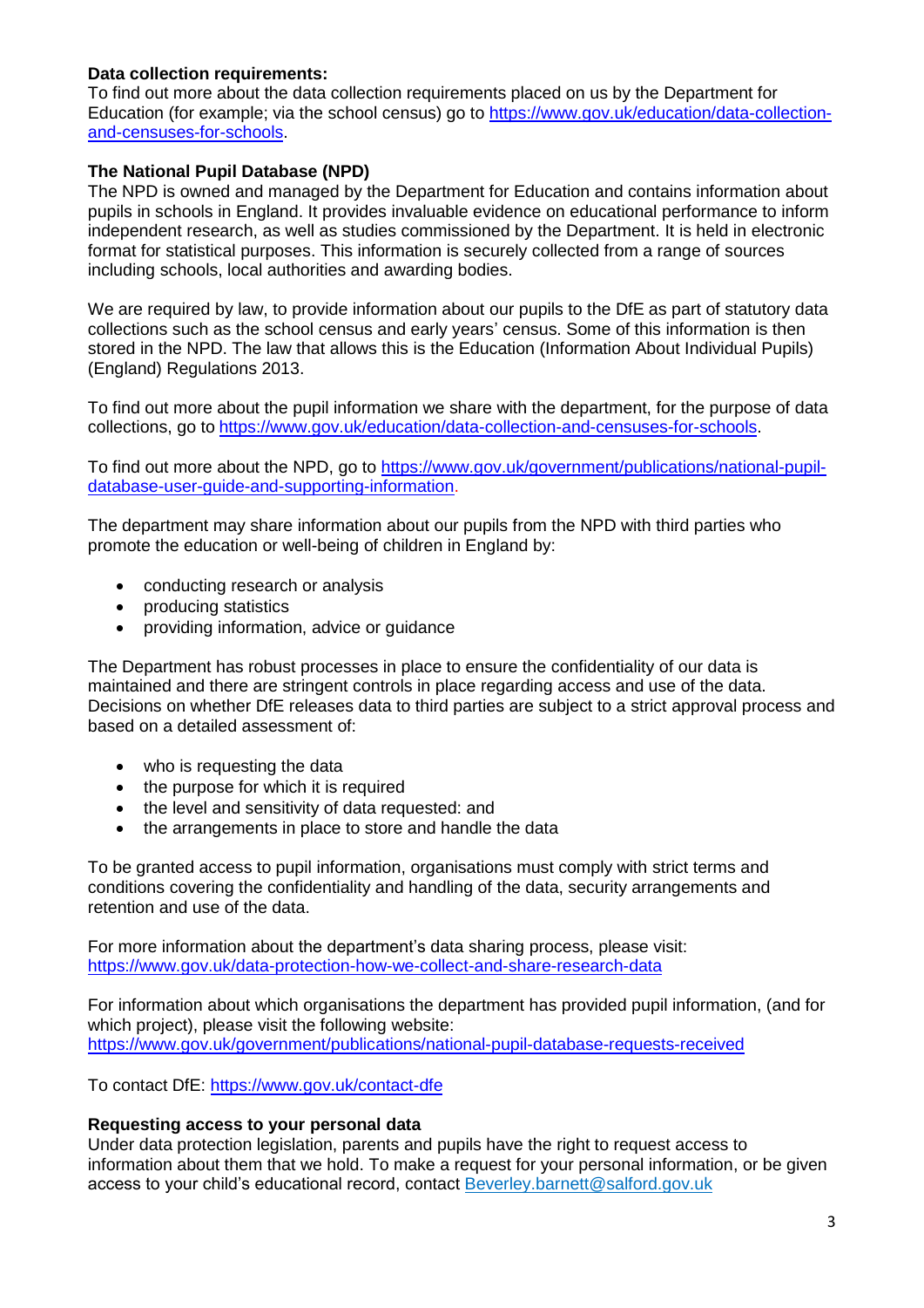**Data collection requirements:**
To find out more about the data collection requirements placed on us by the Department for Education (for example; via the school census) go to https://www.gov.uk/education/data-collection-and-censuses-for-schools.

**The National Pupil Database (NPD)**
The NPD is owned and managed by the Department for Education and contains information about pupils in schools in England. It provides invaluable evidence on educational performance to inform independent research, as well as studies commissioned by the Department. It is held in electronic format for statistical purposes. This information is securely collected from a range of sources including schools, local authorities and awarding bodies.

We are required by law, to provide information about our pupils to the DfE as part of statutory data collections such as the school census and early years' census. Some of this information is then stored in the NPD. The law that allows this is the Education (Information About Individual Pupils) (England) Regulations 2013.

To find out more about the pupil information we share with the department, for the purpose of data collections, go to https://www.gov.uk/education/data-collection-and-censuses-for-schools.

To find out more about the NPD, go to https://www.gov.uk/government/publications/national-pupil-database-user-guide-and-supporting-information.

The department may share information about our pupils from the NPD with third parties who promote the education or well-being of children in England by:

- conducting research or analysis
- producing statistics
- providing information, advice or guidance

The Department has robust processes in place to ensure the confidentiality of our data is maintained and there are stringent controls in place regarding access and use of the data. Decisions on whether DfE releases data to third parties are subject to a strict approval process and based on a detailed assessment of:

- who is requesting the data
- the purpose for which it is required
- the level and sensitivity of data requested: and
- the arrangements in place to store and handle the data

To be granted access to pupil information, organisations must comply with strict terms and conditions covering the confidentiality and handling of the data, security arrangements and retention and use of the data.

For more information about the department's data sharing process, please visit:
https://www.gov.uk/data-protection-how-we-collect-and-share-research-data

For information about which organisations the department has provided pupil information, (and for which project), please visit the following website:
https://www.gov.uk/government/publications/national-pupil-database-requests-received

To contact DfE: https://www.gov.uk/contact-dfe

**Requesting access to your personal data**
Under data protection legislation, parents and pupils have the right to request access to information about them that we hold. To make a request for your personal information, or be given access to your child's educational record, contact Beverley.barnett@salford.gov.uk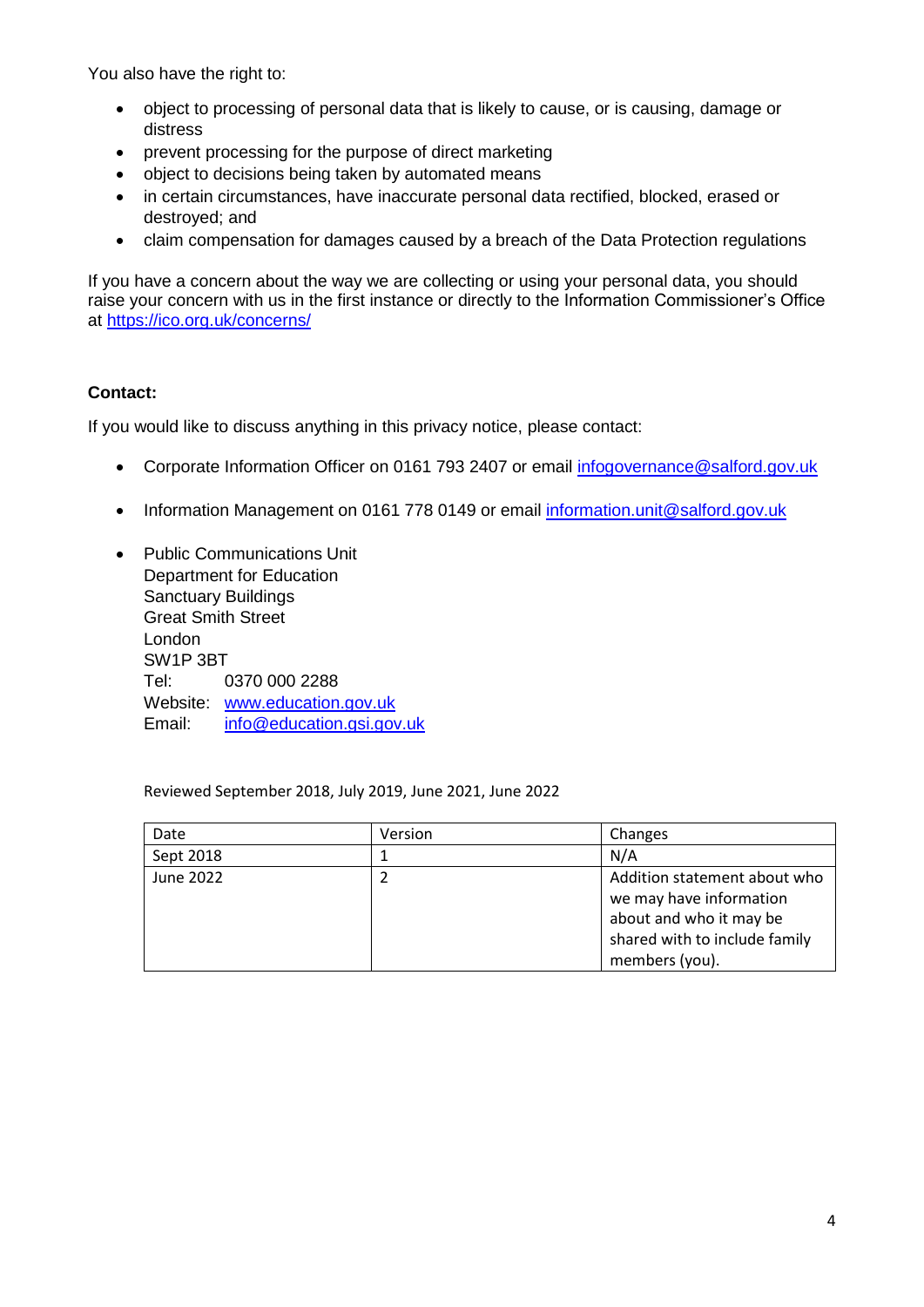You also have the right to:

- object to processing of personal data that is likely to cause, or is causing, damage or distress
- prevent processing for the purpose of direct marketing
- object to decisions being taken by automated means
- in certain circumstances, have inaccurate personal data rectified, blocked, erased or destroyed; and
- claim compensation for damages caused by a breach of the Data Protection regulations

If you have a concern about the way we are collecting or using your personal data, you should raise your concern with us in the first instance or directly to the Information Commissioner's Office at https://ico.org.uk/concerns/

**Contact:**

If you would like to discuss anything in this privacy notice, please contact:

- Corporate Information Officer on 0161 793 2407 or email infogovernance@salford.gov.uk
- Information Management on 0161 778 0149 or email information.unit@salford.gov.uk
- Public Communications Unit
  Department for Education
  Sanctuary Buildings
  Great Smith Street
  London
  SW1P 3BT
  Tel: 0370 000 2288
  Website: www.education.gov.uk
  Email: info@education.gsi.gov.uk

Reviewed September 2018, July 2019, June 2021, June 2022

| Date | Version | Changes |
|---|---|---|
| Sept 2018 | 1 | N/A |
| June 2022 | 2 | Addition statement about who we may have information about and who it may be shared with to include family members (you). |